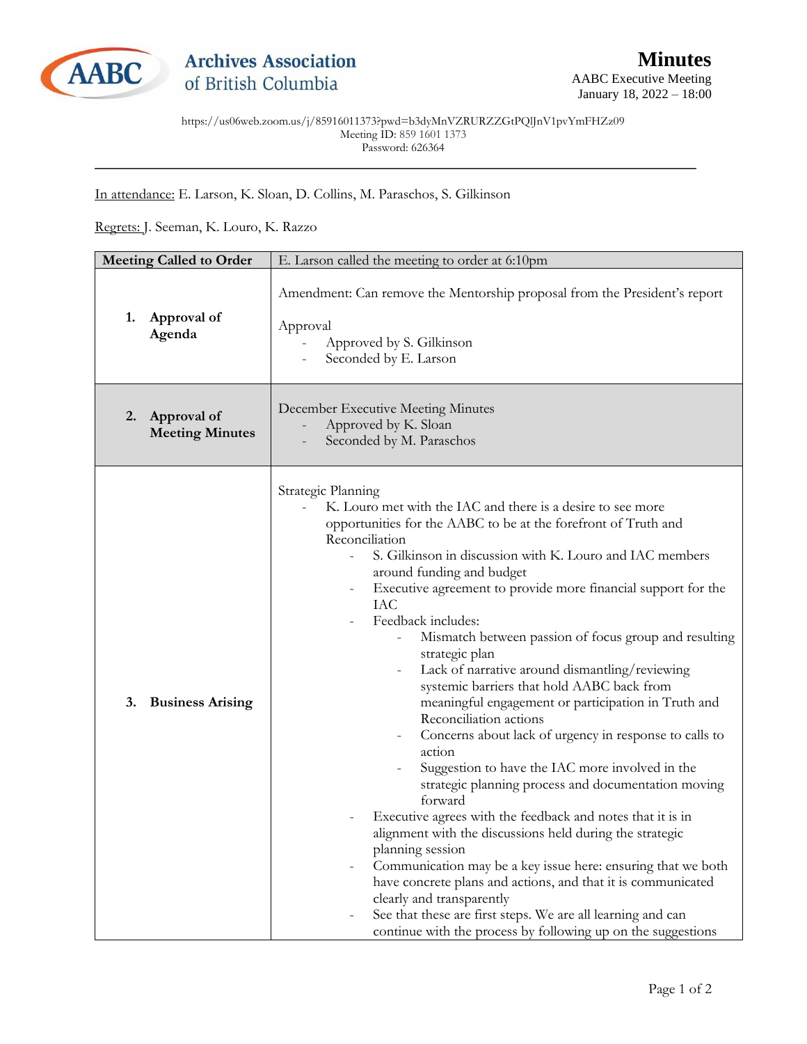Archives Association of British Columbia

# Minutes

AABC Executive Meeting
January 18, 2022 – 18:00

https://us06web.zoom.us/j/85916011373?pwd=b3dyMnVZRURZZGtPQlJnV1pvYmFHZz09
Meeting ID: 859 1601 1373
Password: 626364

---

In attendance: E. Larson, K. Sloan, D. Collins, M. Paraschos, S. Gilkinson

Regrets: J. Seeman, K. Louro, K. Razzo

| Meeting Called to Order | E. Larson called the meeting to order at 6:10pm |
|---|---|
| **1. Approval of Agenda** | Amendment: Can remove the Mentorship proposal from the President's report<br><br>Approval<br>- Approved by S. Gilkinson<br>- Seconded by E. Larson |
| **2. Approval of Meeting Minutes** | December Executive Meeting Minutes<br>- Approved by K. Sloan<br>- Seconded by M. Paraschos |
| **3. Business Arising** | Strategic Planning<br>- K. Louro met with the IAC and there is a desire to see more opportunities for the AABC to be at the forefront of Truth and Reconciliation<br>&nbsp;&nbsp;- S. Gilkinson in discussion with K. Louro and IAC members around funding and budget<br>&nbsp;&nbsp;- Executive agreement to provide more financial support for the IAC<br>&nbsp;&nbsp;- Feedback includes:<br>&nbsp;&nbsp;&nbsp;&nbsp;- Mismatch between passion of focus group and resulting strategic plan<br>&nbsp;&nbsp;&nbsp;&nbsp;- Lack of narrative around dismantling/reviewing systemic barriers that hold AABC back from meaningful engagement or participation in Truth and Reconciliation actions<br>&nbsp;&nbsp;&nbsp;&nbsp;- Concerns about lack of urgency in response to calls to action<br>&nbsp;&nbsp;&nbsp;&nbsp;- Suggestion to have the IAC more involved in the strategic planning process and documentation moving forward<br>&nbsp;&nbsp;- Executive agrees with the feedback and notes that it is in alignment with the discussions held during the strategic planning session<br>&nbsp;&nbsp;- Communication may be a key issue here: ensuring that we both have concrete plans and actions, and that it is communicated clearly and transparently<br>&nbsp;&nbsp;- See that these are first steps. We are all learning and can continue with the process by following up on the suggestions |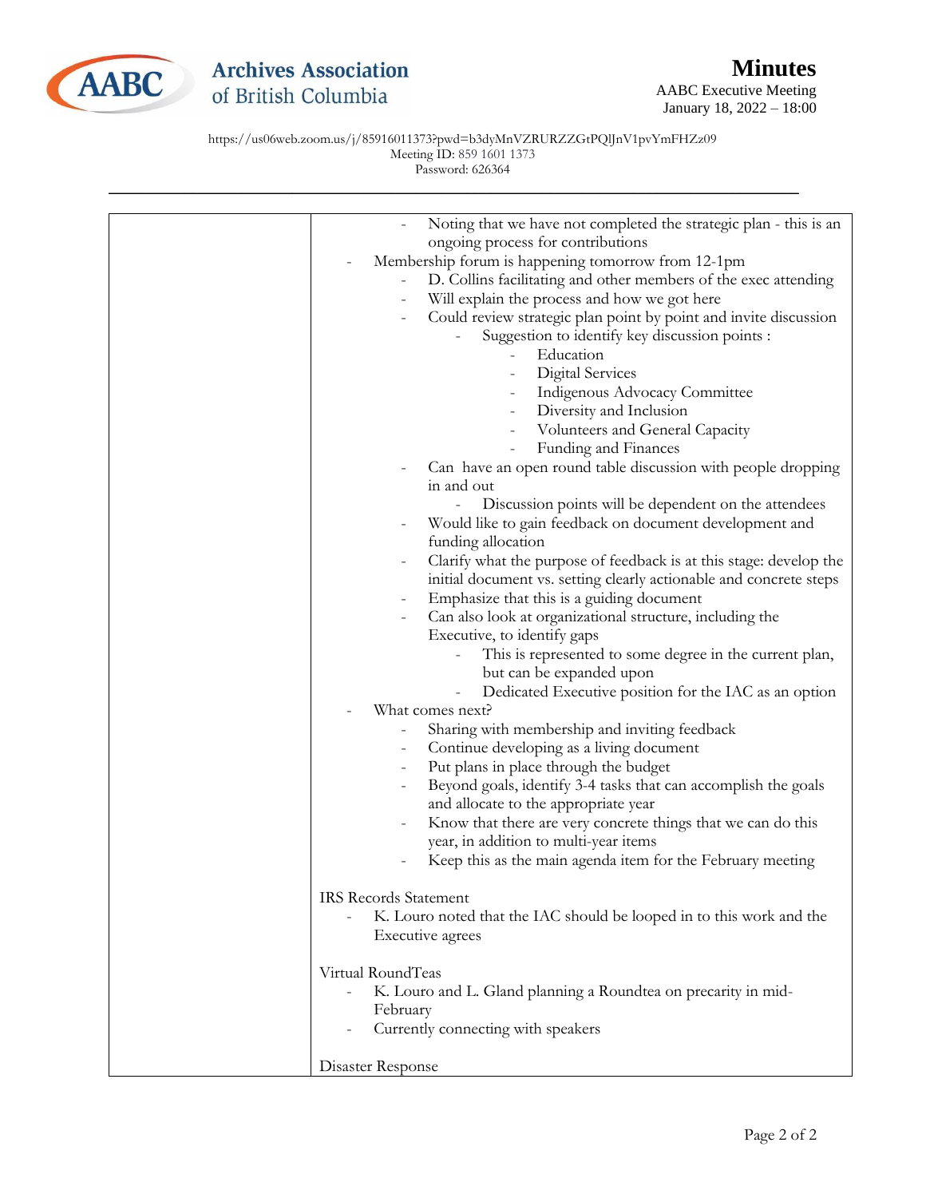**Archives Association of British Columbia**

# Minutes

AABC Executive Meeting
January 18, 2022 – 18:00

https://us06web.zoom.us/j/85916011373?pwd=b3dyMnVZRURZZGtPQlJnV1pvYmFHZz09
Meeting ID: 859 1601 1373
Password: 626364

---

| | |
|---|---|
| | - Noting that we have not completed the strategic plan - this is an ongoing process for contributions<br>- Membership forum is happening tomorrow from 12-1pm<br>  - D. Collins facilitating and other members of the exec attending<br>  - Will explain the process and how we got here<br>  - Could review strategic plan point by point and invite discussion<br>    - Suggestion to identify key discussion points :<br>      - Education<br>      - Digital Services<br>      - Indigenous Advocacy Committee<br>      - Diversity and Inclusion<br>      - Volunteers and General Capacity<br>      - Funding and Finances<br>  - Can have an open round table discussion with people dropping in and out<br>    - Discussion points will be dependent on the attendees<br>  - Would like to gain feedback on document development and funding allocation<br>  - Clarify what the purpose of feedback is at this stage: develop the initial document vs. setting clearly actionable and concrete steps<br>  - Emphasize that this is a guiding document<br>  - Can also look at organizational structure, including the Executive, to identify gaps<br>    - This is represented to some degree in the current plan, but can be expanded upon<br>    - Dedicated Executive position for the IAC as an option<br>- What comes next?<br>  - Sharing with membership and inviting feedback<br>  - Continue developing as a living document<br>  - Put plans in place through the budget<br>  - Beyond goals, identify 3-4 tasks that can accomplish the goals and allocate to the appropriate year<br>  - Know that there are very concrete things that we can do this year, in addition to multi-year items<br>  - Keep this as the main agenda item for the February meeting<br><br>IRS Records Statement<br>- K. Louro noted that the IAC should be looped in to this work and the Executive agrees<br><br>Virtual RoundTeas<br>- K. Louro and L. Gland planning a Roundtea on precarity in mid-February<br>- Currently connecting with speakers<br><br>Disaster Response |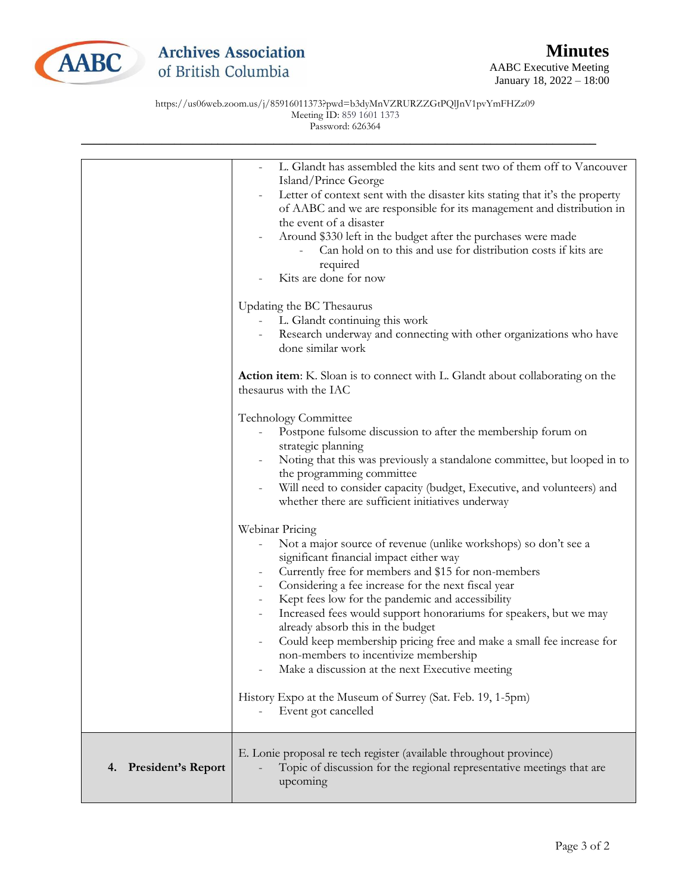| | |
|---|---|
| | - L. Glandt has assembled the kits and sent two of them off to Vancouver Island/Prince George<br>- Letter of context sent with the disaster kits stating that it's the property of AABC and we are responsible for its management and distribution in the event of a disaster<br>- Around $330 left in the budget after the purchases were made<br>&nbsp;&nbsp;&nbsp;&nbsp;- Can hold on to this and use for distribution costs if kits are required<br>- Kits are done for now<br><br>Updating the BC Thesaurus<br>- L. Glandt continuing this work<br>- Research underway and connecting with other organizations who have done similar work<br><br>**Action item**: K. Sloan is to connect with L. Glandt about collaborating on the thesaurus with the IAC<br><br>Technology Committee<br>- Postpone fulsome discussion to after the membership forum on strategic planning<br>- Noting that this was previously a standalone committee, but looped in to the programming committee<br>- Will need to consider capacity (budget, Executive, and volunteers) and whether there are sufficient initiatives underway<br><br>Webinar Pricing<br>- Not a major source of revenue (unlike workshops) so don't see a significant financial impact either way<br>- Currently free for members and $15 for non-members<br>- Considering a fee increase for the next fiscal year<br>- Kept fees low for the pandemic and accessibility<br>- Increased fees would support honorariums for speakers, but we may already absorb this in the budget<br>- Could keep membership pricing free and make a small fee increase for non-members to incentivize membership<br>- Make a discussion at the next Executive meeting<br><br>History Expo at the Museum of Surrey (Sat. Feb. 19, 1-5pm)<br>- Event got cancelled |
| **4. President's Report** | E. Lonie proposal re tech register (available throughout province)<br>- Topic of discussion for the regional representative meetings that are upcoming |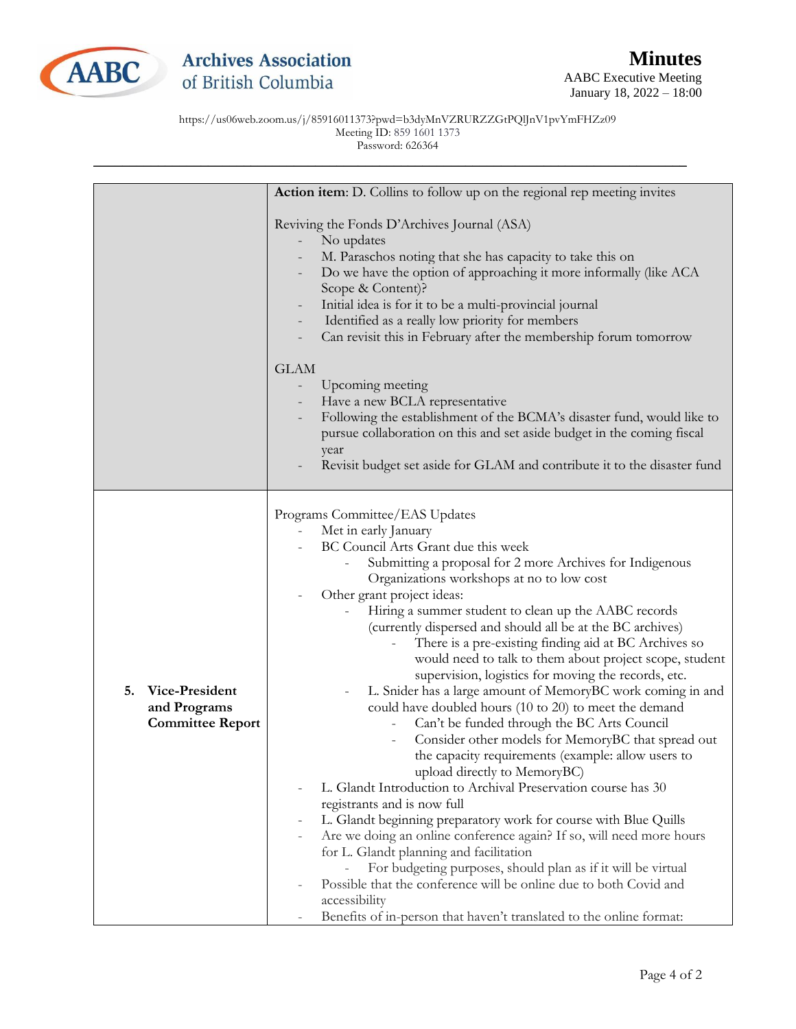**Minutes**
AABC Executive Meeting
January 18, 2022 – 18:00

https://us06web.zoom.us/j/85916011373?pwd=b3dyMnVZRURZZGtPQlJnV1pvYmFHZz09
Meeting ID: 859 1601 1373
Password: 626364

---

| | |
|---|---|
| | **Action item**: D. Collins to follow up on the regional rep meeting invites<br><br>Reviving the Fonds D'Archives Journal (ASA)<br>- No updates<br>- M. Paraschos noting that she has capacity to take this on<br>- Do we have the option of approaching it more informally (like ACA Scope & Content)?<br>- Initial idea is for it to be a multi-provincial journal<br>- Identified as a really low priority for members<br>- Can revisit this in February after the membership forum tomorrow<br><br>GLAM<br>- Upcoming meeting<br>- Have a new BCLA representative<br>- Following the establishment of the BCMA's disaster fund, would like to pursue collaboration on this and set aside budget in the coming fiscal year<br>- Revisit budget set aside for GLAM and contribute it to the disaster fund |
| **5. Vice-President and Programs Committee Report** | Programs Committee/EAS Updates<br>- Met in early January<br>- BC Council Arts Grant due this week<br>&nbsp;&nbsp;&nbsp;&nbsp;- Submitting a proposal for 2 more Archives for Indigenous Organizations workshops at no to low cost<br>- Other grant project ideas:<br>&nbsp;&nbsp;&nbsp;&nbsp;- Hiring a summer student to clean up the AABC records (currently dispersed and should all be at the BC archives)<br>&nbsp;&nbsp;&nbsp;&nbsp;&nbsp;&nbsp;&nbsp;&nbsp;- There is a pre-existing finding aid at BC Archives so would need to talk to them about project scope, student supervision, logistics for moving the records, etc.<br>&nbsp;&nbsp;&nbsp;&nbsp;- L. Snider has a large amount of MemoryBC work coming in and could have doubled hours (10 to 20) to meet the demand<br>&nbsp;&nbsp;&nbsp;&nbsp;&nbsp;&nbsp;&nbsp;&nbsp;- Can't be funded through the BC Arts Council<br>&nbsp;&nbsp;&nbsp;&nbsp;&nbsp;&nbsp;&nbsp;&nbsp;- Consider other models for MemoryBC that spread out the capacity requirements (example: allow users to upload directly to MemoryBC)<br>- L. Glandt Introduction to Archival Preservation course has 30 registrants and is now full<br>- L. Glandt beginning preparatory work for course with Blue Quills<br>- Are we doing an online conference again? If so, will need more hours for L. Glandt planning and facilitation<br>&nbsp;&nbsp;&nbsp;&nbsp;- For budgeting purposes, should plan as if it will be virtual<br>- Possible that the conference will be online due to both Covid and accessibility<br>- Benefits of in-person that haven't translated to the online format: |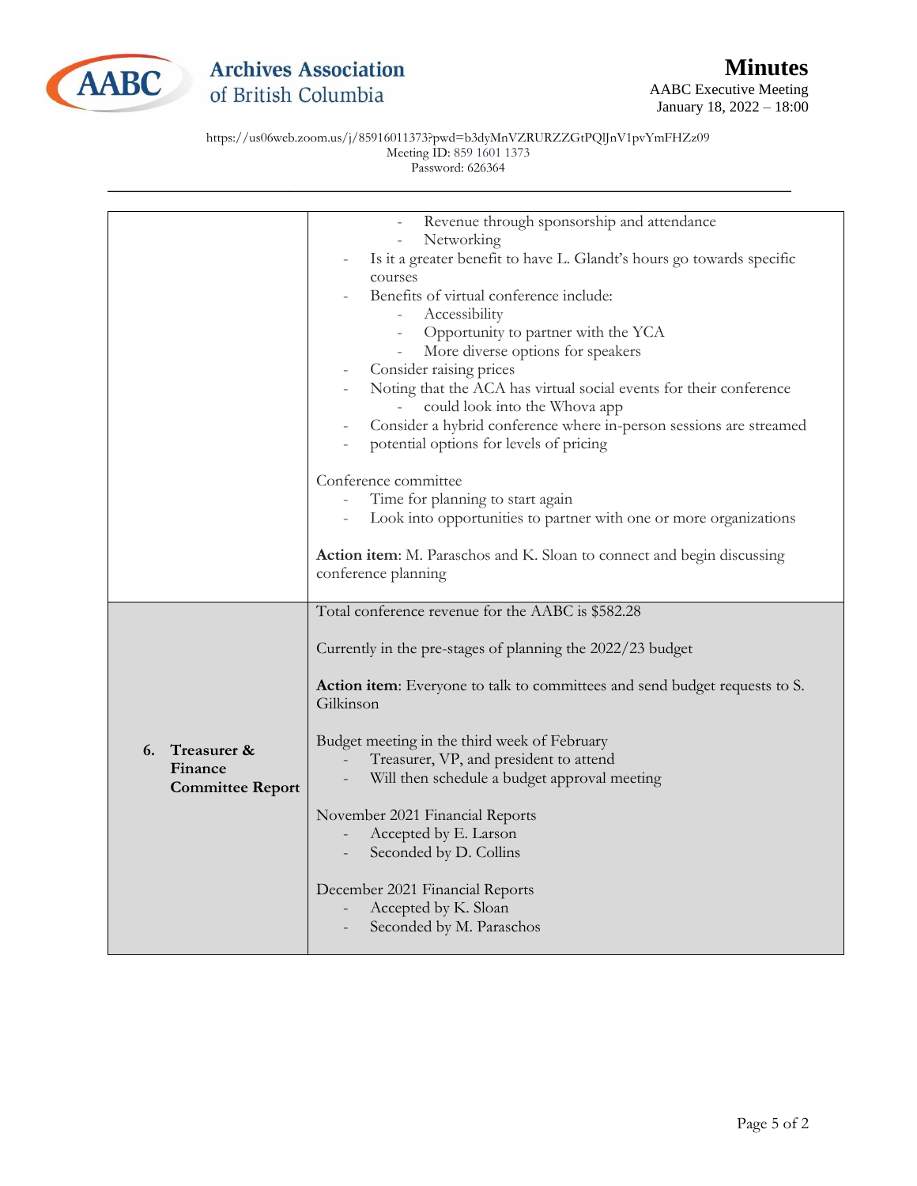| | |
|---|---|
| | - Revenue through sponsorship and attendance<br>- Networking<br>- Is it a greater benefit to have L. Glandt's hours go towards specific courses<br>- Benefits of virtual conference include:<br>  - Accessibility<br>  - Opportunity to partner with the YCA<br>  - More diverse options for speakers<br>- Consider raising prices<br>- Noting that the ACA has virtual social events for their conference<br>  - could look into the Whova app<br>- Consider a hybrid conference where in-person sessions are streamed<br>- potential options for levels of pricing<br><br>Conference committee<br>- Time for planning to start again<br>- Look into opportunities to partner with one or more organizations<br><br>**Action item**: M. Paraschos and K. Sloan to connect and begin discussing conference planning |
| **6. Treasurer & Finance Committee Report** | Total conference revenue for the AABC is $582.28<br><br>Currently in the pre-stages of planning the 2022/23 budget<br><br>**Action item**: Everyone to talk to committees and send budget requests to S. Gilkinson<br><br>Budget meeting in the third week of February<br>- Treasurer, VP, and president to attend<br>- Will then schedule a budget approval meeting<br><br>November 2021 Financial Reports<br>- Accepted by E. Larson<br>- Seconded by D. Collins<br><br>December 2021 Financial Reports<br>- Accepted by K. Sloan<br>- Seconded by M. Paraschos |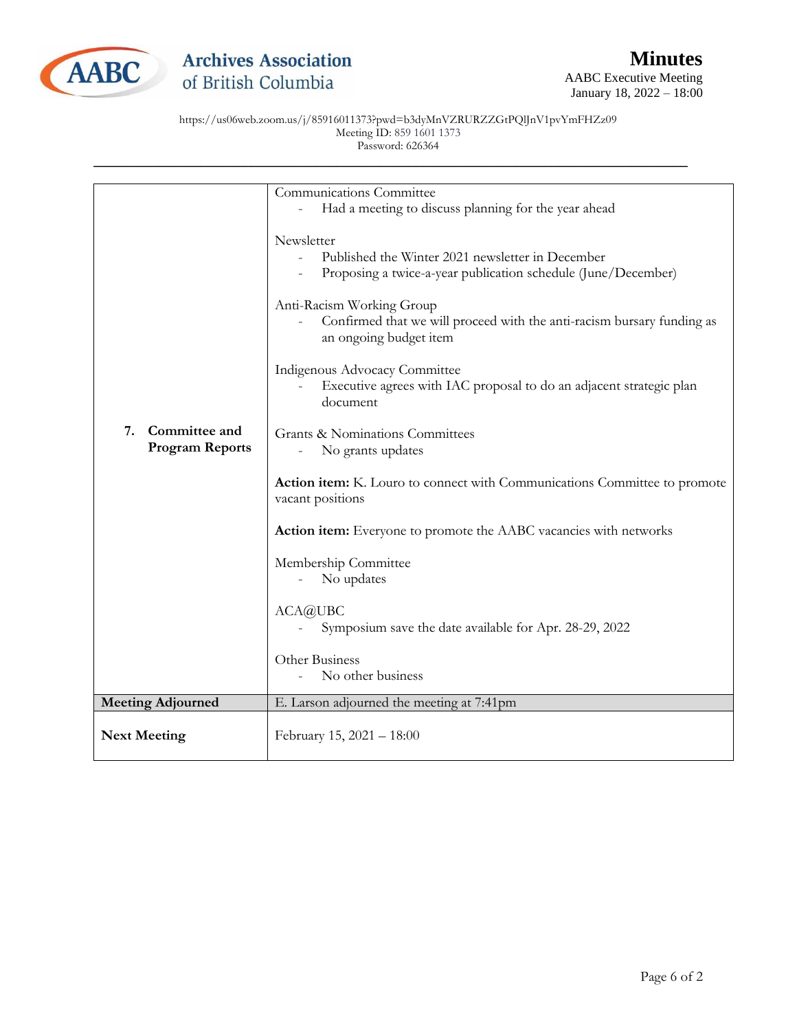# Minutes

AABC Executive Meeting
January 18, 2022 – 18:00

https://us06web.zoom.us/j/85916011373?pwd=b3dyMnVZRURZZGtPQlJnV1pvYmFHZz09
Meeting ID: 859 1601 1373
Password: 626364

| | |
|---|---|
| **7. Committee and Program Reports** | Communications Committee<br>- Had a meeting to discuss planning for the year ahead<br><br>Newsletter<br>- Published the Winter 2021 newsletter in December<br>- Proposing a twice-a-year publication schedule (June/December)<br><br>Anti-Racism Working Group<br>- Confirmed that we will proceed with the anti-racism bursary funding as an ongoing budget item<br><br>Indigenous Advocacy Committee<br>- Executive agrees with IAC proposal to do an adjacent strategic plan document<br><br>Grants & Nominations Committees<br>- No grants updates<br><br>**Action item:** K. Louro to connect with Communications Committee to promote vacant positions<br><br>**Action item:** Everyone to promote the AABC vacancies with networks<br><br>Membership Committee<br>- No updates<br><br>ACA@UBC<br>- Symposium save the date available for Apr. 28-29, 2022<br><br>Other Business<br>- No other business |
| **Meeting Adjourned** | E. Larson adjourned the meeting at 7:41pm |
| **Next Meeting** | February 15, 2021 – 18:00 |